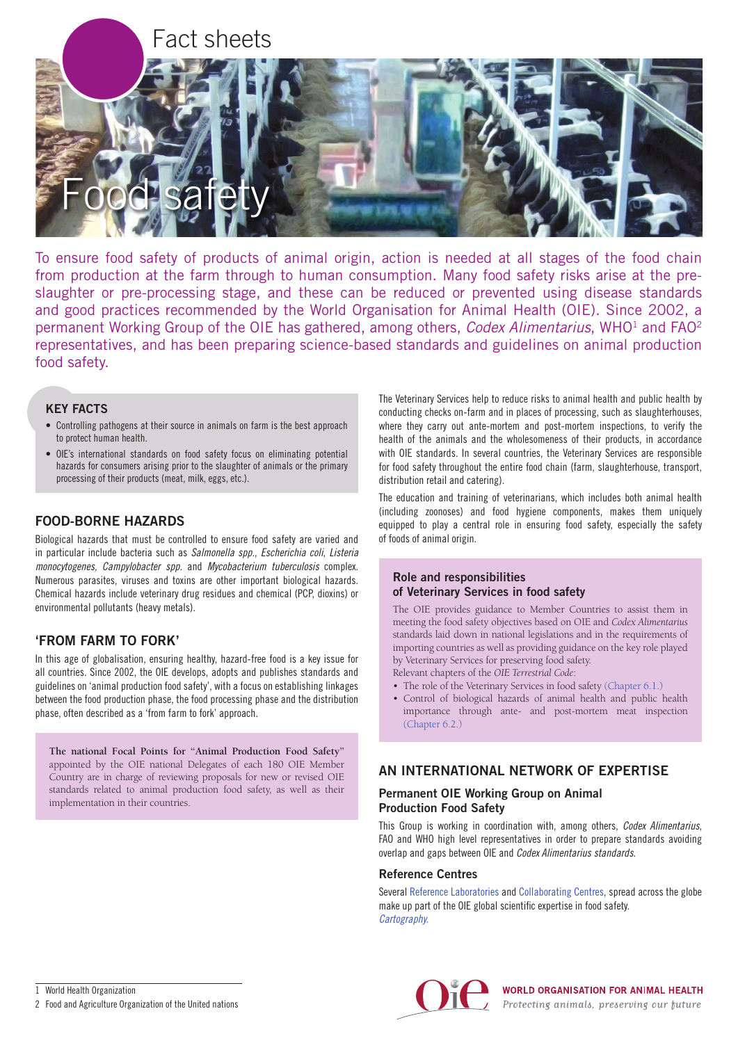Fact sheets

# Food safety

To ensure food safety of products of animal origin, action is needed at all stages of the food chain from production at the farm through to human consumption. Many food safety risks arise at the pre-slaughter or pre-processing stage, and these can be reduced or prevented using disease standards and good practices recommended by the World Organisation for Animal Health (OIE). Since 2002, a permanent Working Group of the OIE has gathered, among others, *Codex Alimentarius*, WHO[1] and FAO[2] representatives, and has been preparing science-based standards and guidelines on animal production food safety.

## KEY FACTS

- Controlling pathogens at their source in animals on farm is the best approach to protect human health.
- OIE's international standards on food safety focus on eliminating potential hazards for consumers arising prior to the slaughter of animals or the primary processing of their products (meat, milk, eggs, etc.).

## FOOD-BORNE HAZARDS

Biological hazards that must be controlled to ensure food safety are varied and in particular include bacteria such as *Salmonella spp.*, *Escherichia coli*, *Listeria monocytogenes*, *Campylobacter spp.* and *Mycobacterium tuberculosis* complex. Numerous parasites, viruses and toxins are other important biological hazards. Chemical hazards include veterinary drug residues and chemical (PCP, dioxins) or environmental pollutants (heavy metals).

## 'FROM FARM TO FORK'

In this age of globalisation, ensuring healthy, hazard-free food is a key issue for all countries. Since 2002, the OIE develops, adopts and publishes standards and guidelines on 'animal production food safety', with a focus on establishing linkages between the food production phase, the food processing phase and the distribution phase, often described as a 'from farm to fork' approach.

The national Focal Points for "Animal Production Food Safety" appointed by the OIE national Delegates of each 180 OIE Member Country are in charge of reviewing proposals for new or revised OIE standards related to animal production food safety, as well as their implementation in their countries.

The Veterinary Services help to reduce risks to animal health and public health by conducting checks on-farm and in places of processing, such as slaughterhouses, where they carry out ante-mortem and post-mortem inspections, to verify the health of the animals and the wholesomeness of their products, in accordance with OIE standards. In several countries, the Veterinary Services are responsible for food safety throughout the entire food chain (farm, slaughterhouse, transport, distribution retail and catering).

The education and training of veterinarians, which includes both animal health (including zoonoses) and food hygiene components, makes them uniquely equipped to play a central role in ensuring food safety, especially the safety of foods of animal origin.

### Role and responsibilities of Veterinary Services in food safety

The OIE provides guidance to Member Countries to assist them in meeting the food safety objectives based on OIE and *Codex Alimentarius* standards laid down in national legislations and in the requirements of importing countries as well as providing guidance on the key role played by Veterinary Services for preserving food safety.

Relevant chapters of the *OIE Terrestrial Code*:

- The role of the Veterinary Services in food safety (Chapter 6.1.)
- Control of biological hazards of animal health and public health importance through ante- and post-mortem meat inspection (Chapter 6.2.)

## AN INTERNATIONAL NETWORK OF EXPERTISE

### Permanent OIE Working Group on Animal Production Food Safety

This Group is working in coordination with, among others, *Codex Alimentarius*, FAO and WHO high level representatives in order to prepare standards avoiding overlap and gaps between OIE and *Codex Alimentarius standards*.

### Reference Centres

Several Reference Laboratories and Collaborating Centres, spread across the globe make up part of the OIE global scientific expertise in food safety.
*Cartography.*

1 World Health Organization
2 Food and Agriculture Organization of the United nations

WORLD ORGANISATION FOR ANIMAL HEALTH
*Protecting animals, preserving our future*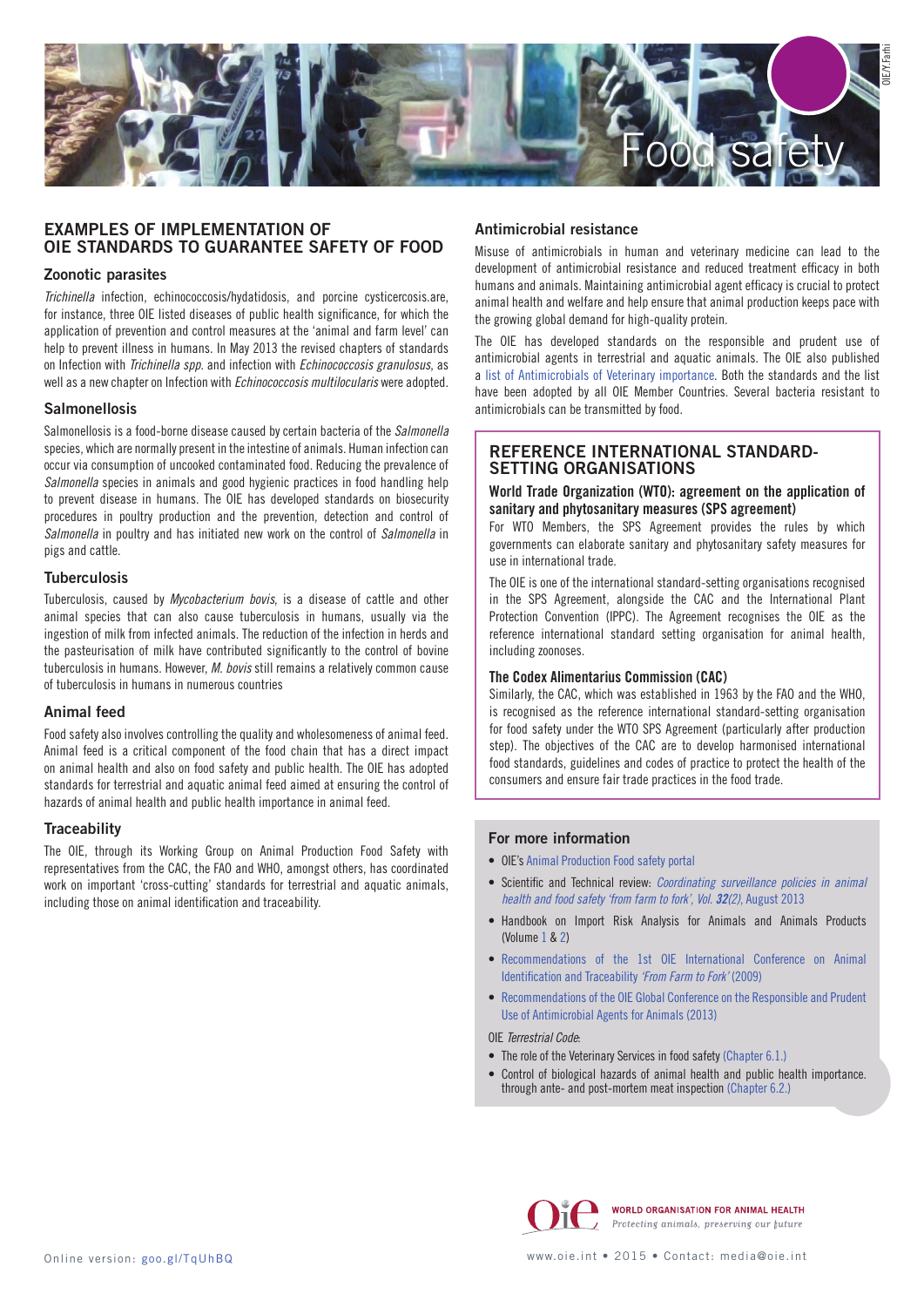# Food safety

## EXAMPLES OF IMPLEMENTATION OF OIE STANDARDS TO GUARANTEE SAFETY OF FOOD

### Zoonotic parasites

*Trichinella* infection, echinococcosis/hydatidosis, and porcine cysticercosis.are, for instance, three OIE listed diseases of public health significance, for which the application of prevention and control measures at the 'animal and farm level' can help to prevent illness in humans. In May 2013 the revised chapters of standards on Infection with *Trichinella spp.* and infection with *Echinococcosis granulosus*, as well as a new chapter on Infection with *Echinococcosis multilocularis* were adopted.

### Salmonellosis

Salmonellosis is a food-borne disease caused by certain bacteria of the *Salmonella* species, which are normally present in the intestine of animals. Human infection can occur via consumption of uncooked contaminated food. Reducing the prevalence of *Salmonella* species in animals and good hygienic practices in food handling help to prevent disease in humans. The OIE has developed standards on biosecurity procedures in poultry production and the prevention, detection and control of *Salmonella* in poultry and has initiated new work on the control of *Salmonella* in pigs and cattle.

### Tuberculosis

Tuberculosis, caused by *Mycobacterium bovis*, is a disease of cattle and other animal species that can also cause tuberculosis in humans, usually via the ingestion of milk from infected animals. The reduction of the infection in herds and the pasteurisation of milk have contributed significantly to the control of bovine tuberculosis in humans. However, *M. bovis* still remains a relatively common cause of tuberculosis in humans in numerous countries

### Animal feed

Food safety also involves controlling the quality and wholesomeness of animal feed. Animal feed is a critical component of the food chain that has a direct impact on animal health and also on food safety and public health. The OIE has adopted standards for terrestrial and aquatic animal feed aimed at ensuring the control of hazards of animal health and public health importance in animal feed.

### Traceability

The OIE, through its Working Group on Animal Production Food Safety with representatives from the CAC, the FAO and WHO, amongst others, has coordinated work on important 'cross-cutting' standards for terrestrial and aquatic animals, including those on animal identification and traceability.

### Antimicrobial resistance

Misuse of antimicrobials in human and veterinary medicine can lead to the development of antimicrobial resistance and reduced treatment efficacy in both humans and animals. Maintaining antimicrobial agent efficacy is crucial to protect animal health and welfare and help ensure that animal production keeps pace with the growing global demand for high-quality protein.

The OIE has developed standards on the responsible and prudent use of antimicrobial agents in terrestrial and aquatic animals. The OIE also published a list of Antimicrobials of Veterinary importance. Both the standards and the list have been adopted by all OIE Member Countries. Several bacteria resistant to antimicrobials can be transmitted by food.

## REFERENCE INTERNATIONAL STANDARD-SETTING ORGANISATIONS

### World Trade Organization (WTO): agreement on the application of sanitary and phytosanitary measures (SPS agreement)

For WTO Members, the SPS Agreement provides the rules by which governments can elaborate sanitary and phytosanitary safety measures for use in international trade.

The OIE is one of the international standard-setting organisations recognised in the SPS Agreement, alongside the CAC and the International Plant Protection Convention (IPPC). The Agreement recognises the OIE as the reference international standard setting organisation for animal health, including zoonoses.

### The Codex Alimentarius Commission (CAC)

Similarly, the CAC, which was established in 1963 by the FAO and the WHO, is recognised as the reference international standard-setting organisation for food safety under the WTO SPS Agreement (particularly after production step). The objectives of the CAC are to develop harmonised international food standards, guidelines and codes of practice to protect the health of the consumers and ensure fair trade practices in the food trade.

### For more information

- OIE's Animal Production Food safety portal
- Scientific and Technical review: *Coordinating surveillance policies in animal health and food safety 'from farm to fork', Vol.* ***32****(2)*, August 2013
- Handbook on Import Risk Analysis for Animals and Animals Products (Volume 1 & 2)
- Recommendations of the 1st OIE International Conference on Animal Identification and Traceability *'From Farm to Fork'* (2009)
- Recommendations of the OIE Global Conference on the Responsible and Prudent Use of Antimicrobial Agents for Animals (2013)

OIE *Terrestrial Code*:

- The role of the Veterinary Services in food safety (Chapter 6.1.)
- Control of biological hazards of animal health and public health importance. through ante- and post-mortem meat inspection (Chapter 6.2.)

WORLD ORGANISATION FOR ANIMAL HEALTH
*Protecting animals, preserving our future*

Online version: goo.gl/TqUhBQ

www.oie.int • 2015 • Contact: media@oie.int